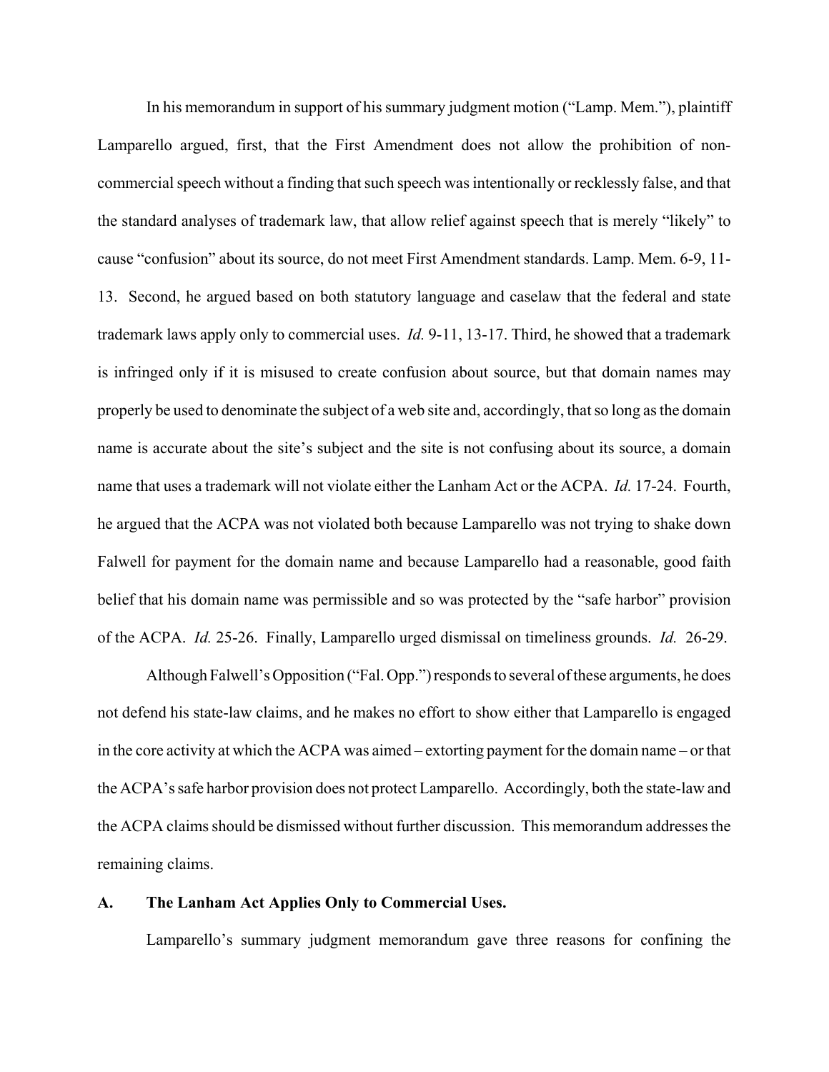In his memorandum in support of his summary judgment motion ("Lamp. Mem."), plaintiff Lamparello argued, first, that the First Amendment does not allow the prohibition of non-commercial speech without a finding that such speech was intentionally or recklessly false, and that the standard analyses of trademark law, that allow relief against speech that is merely "likely" to cause "confusion" about its source, do not meet First Amendment standards. Lamp. Mem. 6-9, 11-13. Second, he argued based on both statutory language and caselaw that the federal and state trademark laws apply only to commercial uses. *Id.* 9-11, 13-17. Third, he showed that a trademark is infringed only if it is misused to create confusion about source, but that domain names may properly be used to denominate the subject of a web site and, accordingly, that so long as the domain name is accurate about the site's subject and the site is not confusing about its source, a domain name that uses a trademark will not violate either the Lanham Act or the ACPA. *Id.* 17-24. Fourth, he argued that the ACPA was not violated both because Lamparello was not trying to shake down Falwell for payment for the domain name and because Lamparello had a reasonable, good faith belief that his domain name was permissible and so was protected by the "safe harbor" provision of the ACPA. *Id.* 25-26. Finally, Lamparello urged dismissal on timeliness grounds. *Id.* 26-29.

Although Falwell's Opposition ("Fal. Opp.") responds to several of these arguments, he does not defend his state-law claims, and he makes no effort to show either that Lamparello is engaged in the core activity at which the ACPA was aimed – extorting payment for the domain name – or that the ACPA's safe harbor provision does not protect Lamparello. Accordingly, both the state-law and the ACPA claims should be dismissed without further discussion. This memorandum addresses the remaining claims.

### A. The Lanham Act Applies Only to Commercial Uses.

Lamparello's summary judgment memorandum gave three reasons for confining the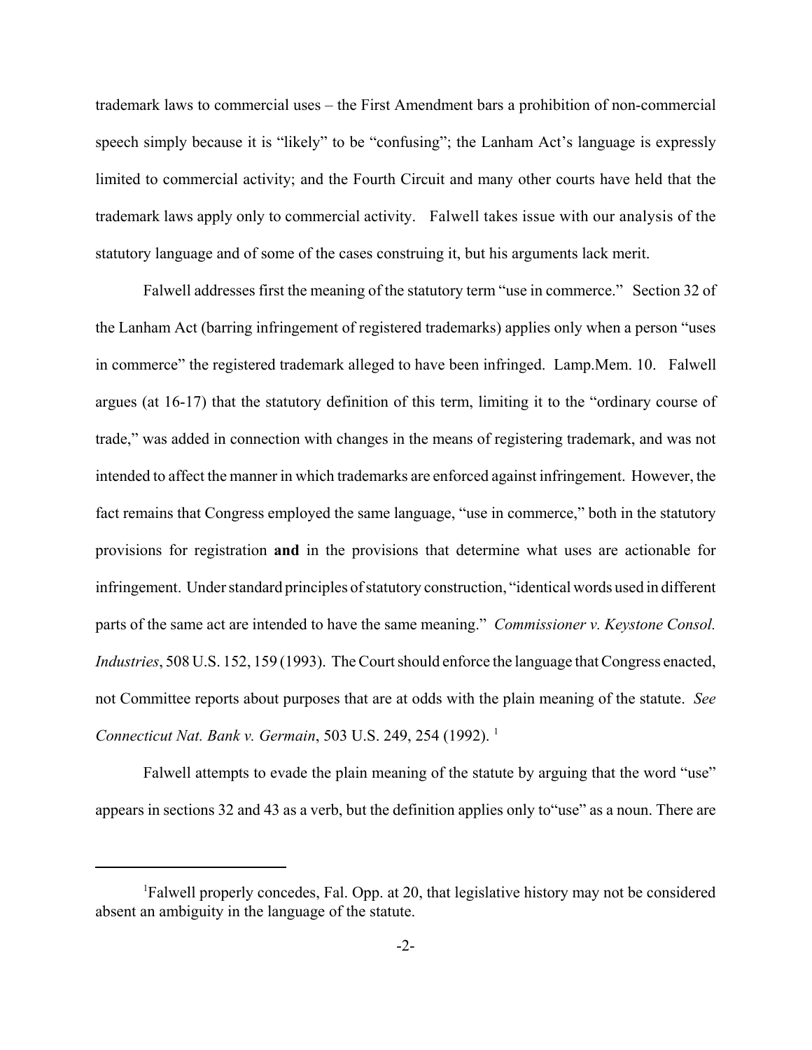trademark laws to commercial uses – the First Amendment bars a prohibition of non-commercial speech simply because it is "likely" to be "confusing"; the Lanham Act's language is expressly limited to commercial activity; and the Fourth Circuit and many other courts have held that the trademark laws apply only to commercial activity. Falwell takes issue with our analysis of the statutory language and of some of the cases construing it, but his arguments lack merit.

Falwell addresses first the meaning of the statutory term "use in commerce." Section 32 of the Lanham Act (barring infringement of registered trademarks) applies only when a person "uses in commerce" the registered trademark alleged to have been infringed. Lamp.Mem. 10. Falwell argues (at 16-17) that the statutory definition of this term, limiting it to the "ordinary course of trade," was added in connection with changes in the means of registering trademark, and was not intended to affect the manner in which trademarks are enforced against infringement. However, the fact remains that Congress employed the same language, "use in commerce," both in the statutory provisions for registration **and** in the provisions that determine what uses are actionable for infringement. Under standard principles of statutory construction, "identical words used in different parts of the same act are intended to have the same meaning." *Commissioner v. Keystone Consol. Industries*, 508 U.S. 152, 159 (1993). The Court should enforce the language that Congress enacted, not Committee reports about purposes that are at odds with the plain meaning of the statute. *See Connecticut Nat. Bank v. Germain*, 503 U.S. 249, 254 (1992). [1]

Falwell attempts to evade the plain meaning of the statute by arguing that the word "use" appears in sections 32 and 43 as a verb, but the definition applies only to"use" as a noun. There are

---

[1] Falwell properly concedes, Fal. Opp. at 20, that legislative history may not be considered absent an ambiguity in the language of the statute.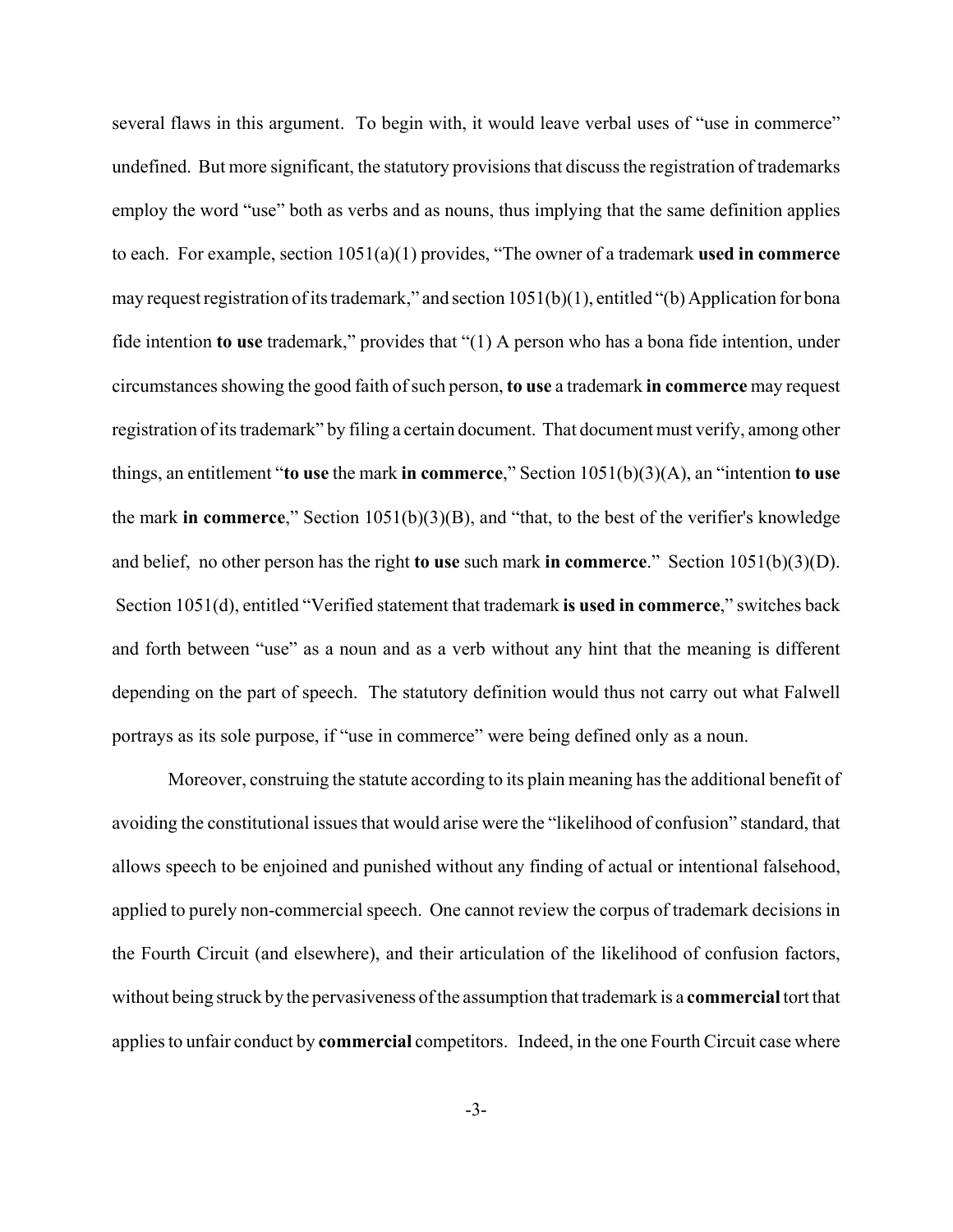several flaws in this argument. To begin with, it would leave verbal uses of "use in commerce" undefined. But more significant, the statutory provisions that discuss the registration of trademarks employ the word "use" both as verbs and as nouns, thus implying that the same definition applies to each. For example, section 1051(a)(1) provides, "The owner of a trademark **used in commerce** may request registration of its trademark," and section 1051(b)(1), entitled "(b) Application for bona fide intention **to use** trademark," provides that "(1) A person who has a bona fide intention, under circumstances showing the good faith of such person, **to use** a trademark **in commerce** may request registration of its trademark" by filing a certain document. That document must verify, among other things, an entitlement "**to use** the mark **in commerce**," Section 1051(b)(3)(A), an "intention **to use** the mark **in commerce**," Section 1051(b)(3)(B), and "that, to the best of the verifier's knowledge and belief, no other person has the right **to use** such mark **in commerce**." Section 1051(b)(3)(D). Section 1051(d), entitled "Verified statement that trademark **is used in commerce**," switches back and forth between "use" as a noun and as a verb without any hint that the meaning is different depending on the part of speech. The statutory definition would thus not carry out what Falwell portrays as its sole purpose, if "use in commerce" were being defined only as a noun.

Moreover, construing the statute according to its plain meaning has the additional benefit of avoiding the constitutional issues that would arise were the "likelihood of confusion" standard, that allows speech to be enjoined and punished without any finding of actual or intentional falsehood, applied to purely non-commercial speech. One cannot review the corpus of trademark decisions in the Fourth Circuit (and elsewhere), and their articulation of the likelihood of confusion factors, without being struck by the pervasiveness of the assumption that trademark is a **commercial** tort that applies to unfair conduct by **commercial** competitors. Indeed, in the one Fourth Circuit case where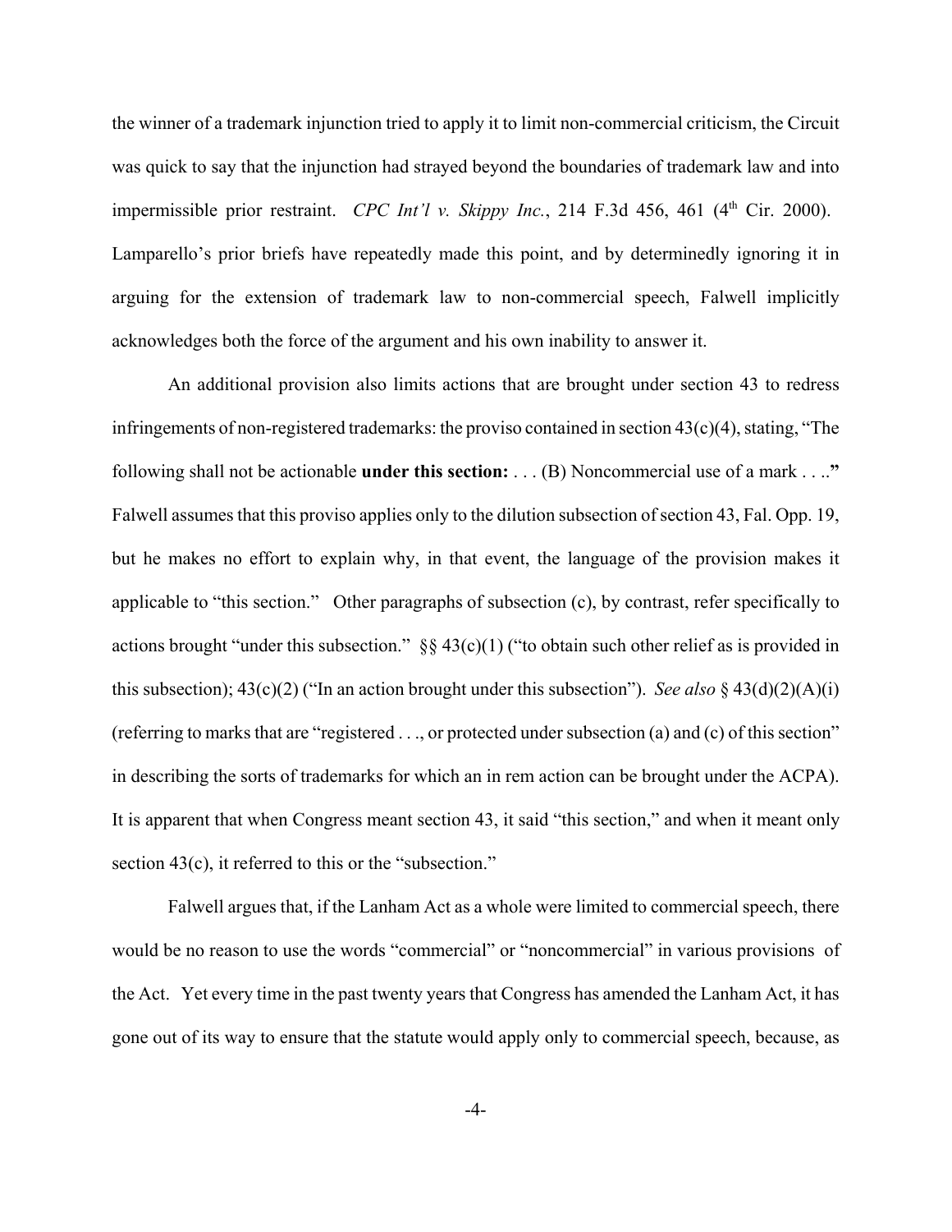the winner of a trademark injunction tried to apply it to limit non-commercial criticism, the Circuit was quick to say that the injunction had strayed beyond the boundaries of trademark law and into impermissible prior restraint. *CPC Int'l v. Skippy Inc.*, 214 F.3d 456, 461 (4th Cir. 2000). Lamparello's prior briefs have repeatedly made this point, and by determinedly ignoring it in arguing for the extension of trademark law to non-commercial speech, Falwell implicitly acknowledges both the force of the argument and his own inability to answer it.

An additional provision also limits actions that are brought under section 43 to redress infringements of non-registered trademarks: the proviso contained in section 43(c)(4), stating, "The following shall not be actionable **under this section:** . . . (B) Noncommercial use of a mark . . .**."** Falwell assumes that this proviso applies only to the dilution subsection of section 43, Fal. Opp. 19, but he makes no effort to explain why, in that event, the language of the provision makes it applicable to "this section." Other paragraphs of subsection (c), by contrast, refer specifically to actions brought "under this subsection." §§ 43(c)(1) ("to obtain such other relief as is provided in this subsection); 43(c)(2) ("In an action brought under this subsection"). *See also* § 43(d)(2)(A)(i) (referring to marks that are "registered . . ., or protected under subsection (a) and (c) of this section" in describing the sorts of trademarks for which an in rem action can be brought under the ACPA). It is apparent that when Congress meant section 43, it said "this section," and when it meant only section 43(c), it referred to this or the "subsection."

Falwell argues that, if the Lanham Act as a whole were limited to commercial speech, there would be no reason to use the words "commercial" or "noncommercial" in various provisions of the Act. Yet every time in the past twenty years that Congress has amended the Lanham Act, it has gone out of its way to ensure that the statute would apply only to commercial speech, because, as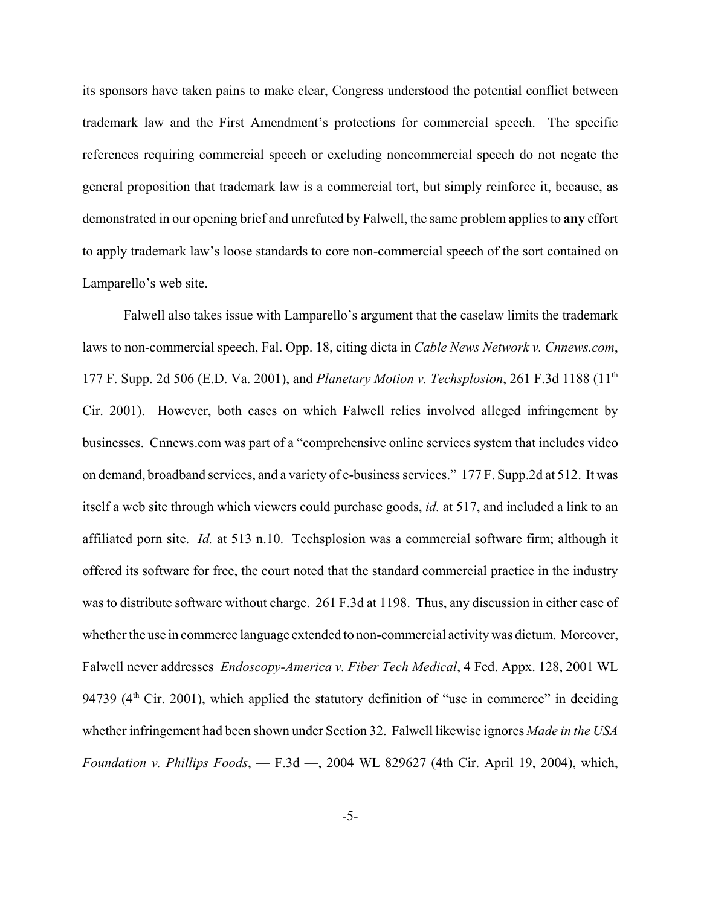its sponsors have taken pains to make clear, Congress understood the potential conflict between trademark law and the First Amendment's protections for commercial speech. The specific references requiring commercial speech or excluding noncommercial speech do not negate the general proposition that trademark law is a commercial tort, but simply reinforce it, because, as demonstrated in our opening brief and unrefuted by Falwell, the same problem applies to **any** effort to apply trademark law's loose standards to core non-commercial speech of the sort contained on Lamparello's web site.

Falwell also takes issue with Lamparello's argument that the caselaw limits the trademark laws to non-commercial speech, Fal. Opp. 18, citing dicta in *Cable News Network v. Cnnews.com*, 177 F. Supp. 2d 506 (E.D. Va. 2001), and *Planetary Motion v. Techsplosion*, 261 F.3d 1188 (11th Cir. 2001). However, both cases on which Falwell relies involved alleged infringement by businesses. Cnnews.com was part of a "comprehensive online services system that includes video on demand, broadband services, and a variety of e-business services." 177 F. Supp.2d at 512. It was itself a web site through which viewers could purchase goods, *id.* at 517, and included a link to an affiliated porn site. *Id.* at 513 n.10. Techsplosion was a commercial software firm; although it offered its software for free, the court noted that the standard commercial practice in the industry was to distribute software without charge. 261 F.3d at 1198. Thus, any discussion in either case of whether the use in commerce language extended to non-commercial activity was dictum. Moreover, Falwell never addresses *Endoscopy-America v. Fiber Tech Medical*, 4 Fed. Appx. 128, 2001 WL 94739 (4th Cir. 2001), which applied the statutory definition of "use in commerce" in deciding whether infringement had been shown under Section 32. Falwell likewise ignores *Made in the USA Foundation v. Phillips Foods*, — F.3d —, 2004 WL 829627 (4th Cir. April 19, 2004), which,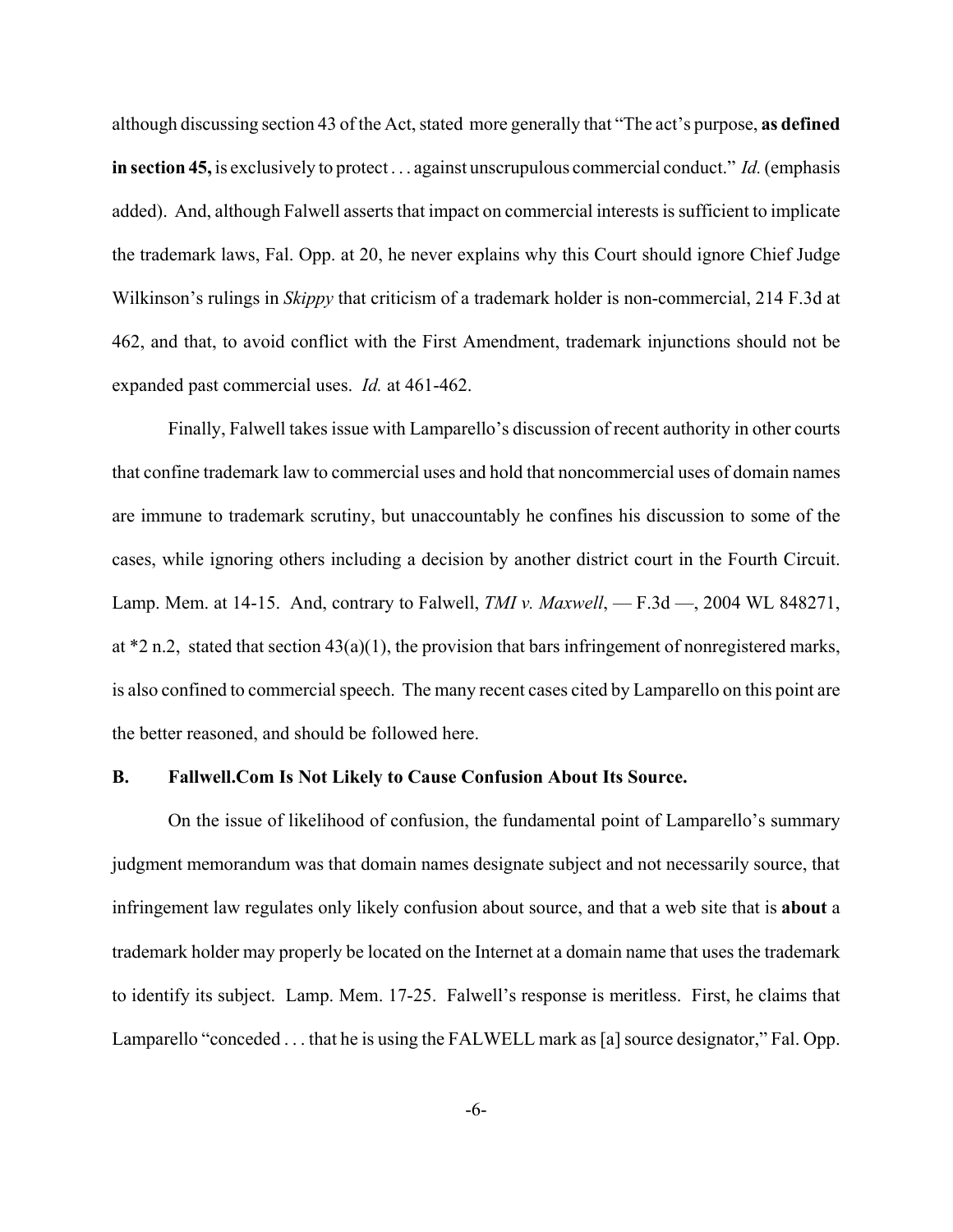although discussing section 43 of the Act, stated more generally that "The act's purpose, **as defined in section 45,** is exclusively to protect . . . against unscrupulous commercial conduct." *Id.* (emphasis added). And, although Falwell asserts that impact on commercial interests is sufficient to implicate the trademark laws, Fal. Opp. at 20, he never explains why this Court should ignore Chief Judge Wilkinson's rulings in *Skippy* that criticism of a trademark holder is non-commercial, 214 F.3d at 462, and that, to avoid conflict with the First Amendment, trademark injunctions should not be expanded past commercial uses. *Id.* at 461-462.

Finally, Falwell takes issue with Lamparello's discussion of recent authority in other courts that confine trademark law to commercial uses and hold that noncommercial uses of domain names are immune to trademark scrutiny, but unaccountably he confines his discussion to some of the cases, while ignoring others including a decision by another district court in the Fourth Circuit. Lamp. Mem. at 14-15. And, contrary to Falwell, *TMI v. Maxwell*, — F.3d —, 2004 WL 848271, at *2 n.2, stated that section 43(a)(1), the provision that bars infringement of nonregistered marks, is also confined to commercial speech. The many recent cases cited by Lamparello on this point are the better reasoned, and should be followed here.

### B. Fallwell.Com Is Not Likely to Cause Confusion About Its Source.

On the issue of likelihood of confusion, the fundamental point of Lamparello's summary judgment memorandum was that domain names designate subject and not necessarily source, that infringement law regulates only likely confusion about source, and that a web site that is **about** a trademark holder may properly be located on the Internet at a domain name that uses the trademark to identify its subject. Lamp. Mem. 17-25. Falwell's response is meritless. First, he claims that Lamparello "conceded . . . that he is using the FALWELL mark as [a] source designator," Fal. Opp.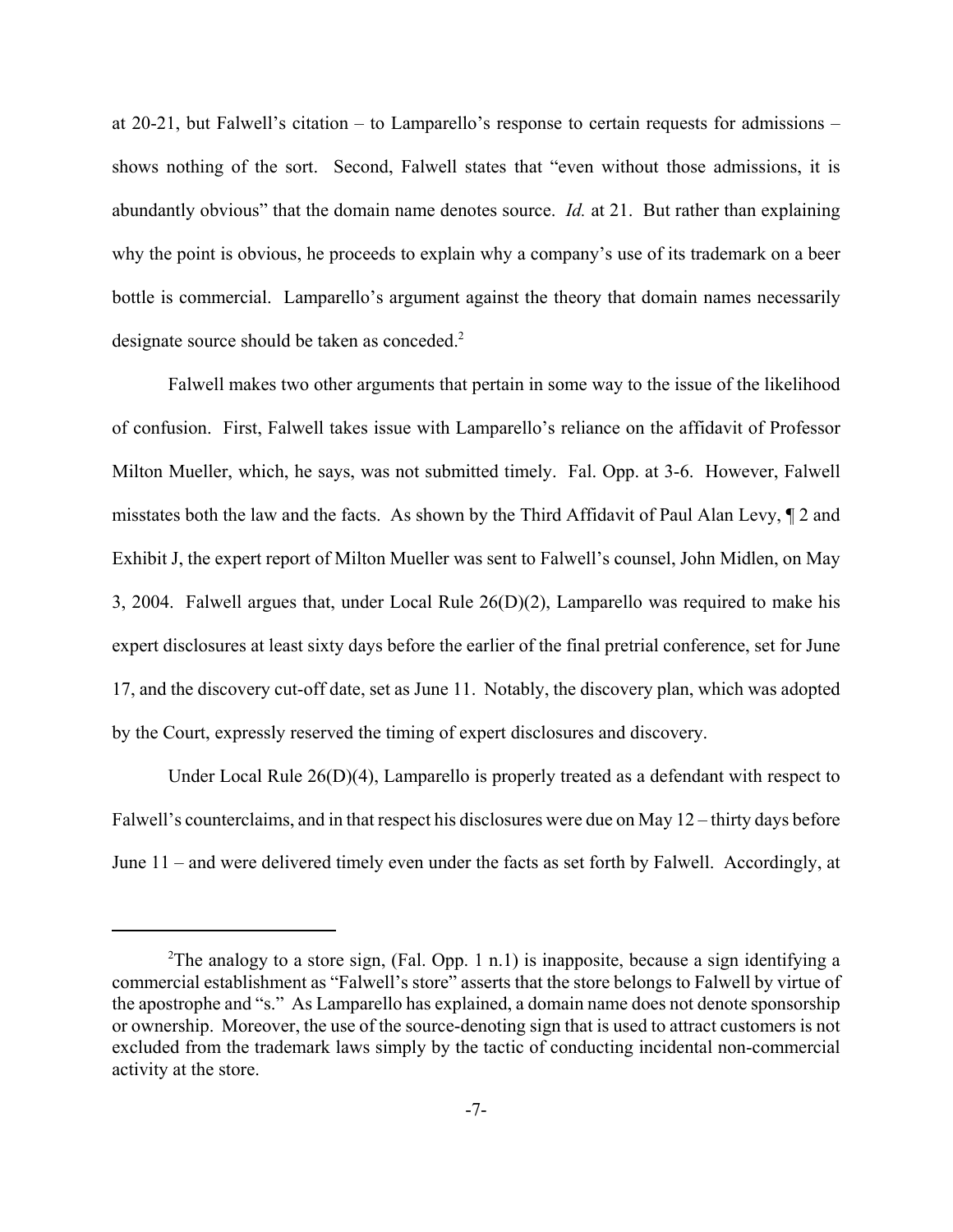at 20-21, but Falwell's citation – to Lamparello's response to certain requests for admissions – shows nothing of the sort. Second, Falwell states that "even without those admissions, it is abundantly obvious" that the domain name denotes source. *Id.* at 21. But rather than explaining why the point is obvious, he proceeds to explain why a company's use of its trademark on a beer bottle is commercial. Lamparello's argument against the theory that domain names necessarily designate source should be taken as conceded.[2]

Falwell makes two other arguments that pertain in some way to the issue of the likelihood of confusion. First, Falwell takes issue with Lamparello's reliance on the affidavit of Professor Milton Mueller, which, he says, was not submitted timely. Fal. Opp. at 3-6. However, Falwell misstates both the law and the facts. As shown by the Third Affidavit of Paul Alan Levy, ¶ 2 and Exhibit J, the expert report of Milton Mueller was sent to Falwell's counsel, John Midlen, on May 3, 2004. Falwell argues that, under Local Rule 26(D)(2), Lamparello was required to make his expert disclosures at least sixty days before the earlier of the final pretrial conference, set for June 17, and the discovery cut-off date, set as June 11. Notably, the discovery plan, which was adopted by the Court, expressly reserved the timing of expert disclosures and discovery.

Under Local Rule 26(D)(4), Lamparello is properly treated as a defendant with respect to Falwell's counterclaims, and in that respect his disclosures were due on May 12 – thirty days before June 11 – and were delivered timely even under the facts as set forth by Falwell. Accordingly, at

---

[2]The analogy to a store sign, (Fal. Opp. 1 n.1) is inapposite, because a sign identifying a commercial establishment as "Falwell's store" asserts that the store belongs to Falwell by virtue of the apostrophe and "s." As Lamparello has explained, a domain name does not denote sponsorship or ownership. Moreover, the use of the source-denoting sign that is used to attract customers is not excluded from the trademark laws simply by the tactic of conducting incidental non-commercial activity at the store.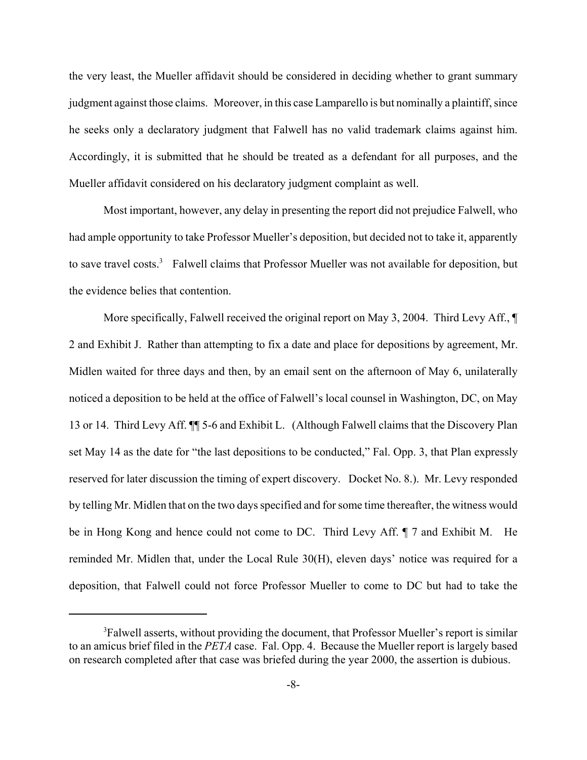the very least, the Mueller affidavit should be considered in deciding whether to grant summary judgment against those claims. Moreover, in this case Lamparello is but nominally a plaintiff, since he seeks only a declaratory judgment that Falwell has no valid trademark claims against him. Accordingly, it is submitted that he should be treated as a defendant for all purposes, and the Mueller affidavit considered on his declaratory judgment complaint as well.

Most important, however, any delay in presenting the report did not prejudice Falwell, who had ample opportunity to take Professor Mueller's deposition, but decided not to take it, apparently to save travel costs.[3] Falwell claims that Professor Mueller was not available for deposition, but the evidence belies that contention.

More specifically, Falwell received the original report on May 3, 2004. Third Levy Aff., ¶ 2 and Exhibit J. Rather than attempting to fix a date and place for depositions by agreement, Mr. Midlen waited for three days and then, by an email sent on the afternoon of May 6, unilaterally noticed a deposition to be held at the office of Falwell's local counsel in Washington, DC, on May 13 or 14. Third Levy Aff. ¶¶ 5-6 and Exhibit L. (Although Falwell claims that the Discovery Plan set May 14 as the date for "the last depositions to be conducted," Fal. Opp. 3, that Plan expressly reserved for later discussion the timing of expert discovery. Docket No. 8.). Mr. Levy responded by telling Mr. Midlen that on the two days specified and for some time thereafter, the witness would be in Hong Kong and hence could not come to DC. Third Levy Aff. ¶ 7 and Exhibit M. He reminded Mr. Midlen that, under the Local Rule 30(H), eleven days' notice was required for a deposition, that Falwell could not force Professor Mueller to come to DC but had to take the

[3]Falwell asserts, without providing the document, that Professor Mueller's report is similar to an amicus brief filed in the *PETA* case. Fal. Opp. 4. Because the Mueller report is largely based on research completed after that case was briefed during the year 2000, the assertion is dubious.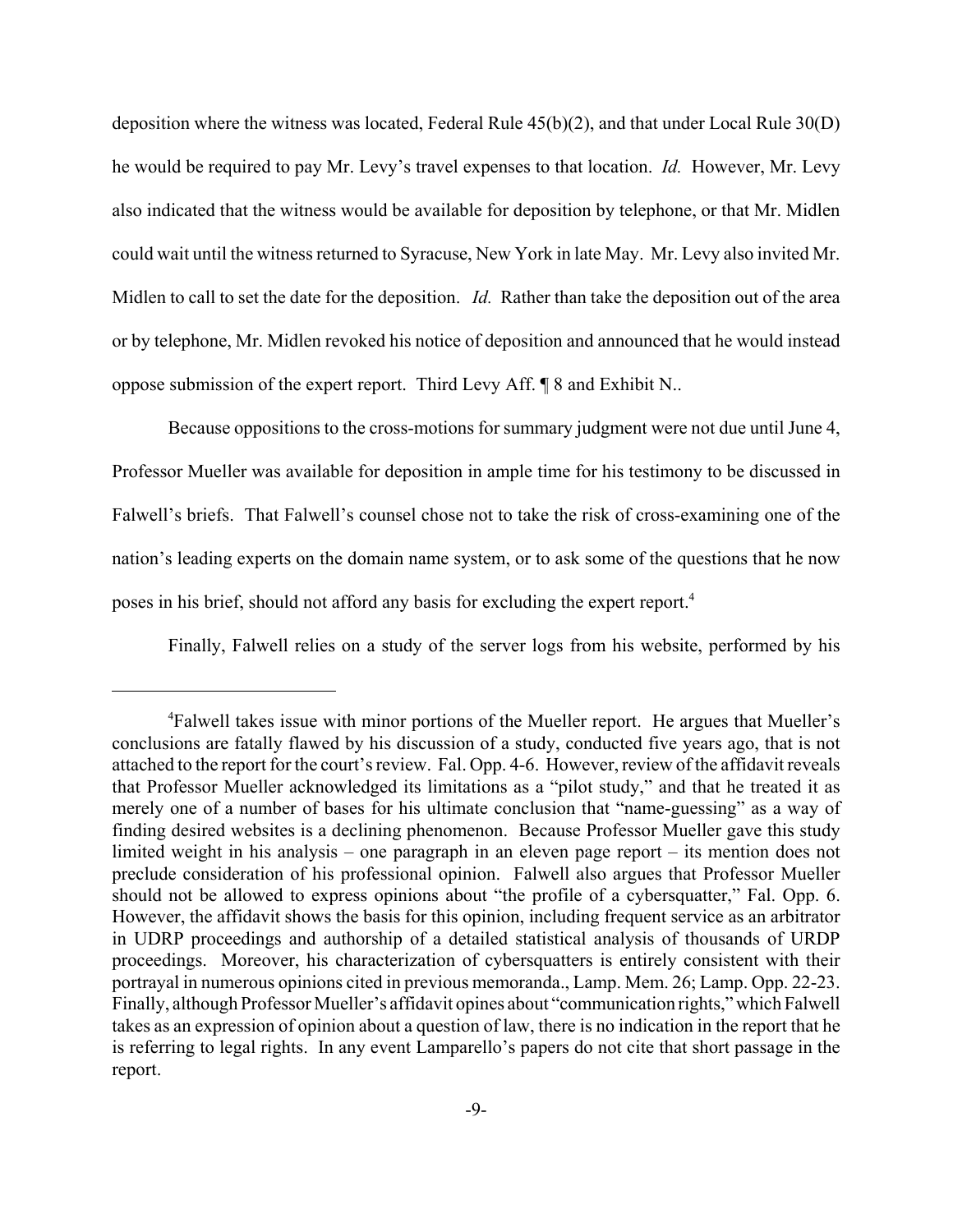deposition where the witness was located, Federal Rule 45(b)(2), and that under Local Rule 30(D) he would be required to pay Mr. Levy's travel expenses to that location. *Id.* However, Mr. Levy also indicated that the witness would be available for deposition by telephone, or that Mr. Midlen could wait until the witness returned to Syracuse, New York in late May. Mr. Levy also invited Mr. Midlen to call to set the date for the deposition. *Id.* Rather than take the deposition out of the area or by telephone, Mr. Midlen revoked his notice of deposition and announced that he would instead oppose submission of the expert report. Third Levy Aff. ¶ 8 and Exhibit N..

Because oppositions to the cross-motions for summary judgment were not due until June 4, Professor Mueller was available for deposition in ample time for his testimony to be discussed in Falwell's briefs. That Falwell's counsel chose not to take the risk of cross-examining one of the nation's leading experts on the domain name system, or to ask some of the questions that he now poses in his brief, should not afford any basis for excluding the expert report.[4]

Finally, Falwell relies on a study of the server logs from his website, performed by his

---

[4]Falwell takes issue with minor portions of the Mueller report. He argues that Mueller's conclusions are fatally flawed by his discussion of a study, conducted five years ago, that is not attached to the report for the court's review. Fal. Opp. 4-6. However, review of the affidavit reveals that Professor Mueller acknowledged its limitations as a "pilot study," and that he treated it as merely one of a number of bases for his ultimate conclusion that "name-guessing" as a way of finding desired websites is a declining phenomenon. Because Professor Mueller gave this study limited weight in his analysis – one paragraph in an eleven page report – its mention does not preclude consideration of his professional opinion. Falwell also argues that Professor Mueller should not be allowed to express opinions about "the profile of a cybersquatter," Fal. Opp. 6. However, the affidavit shows the basis for this opinion, including frequent service as an arbitrator in UDRP proceedings and authorship of a detailed statistical analysis of thousands of URDP proceedings. Moreover, his characterization of cybersquatters is entirely consistent with their portrayal in numerous opinions cited in previous memoranda., Lamp. Mem. 26; Lamp. Opp. 22-23. Finally, although Professor Mueller's affidavit opines about "communication rights," which Falwell takes as an expression of opinion about a question of law, there is no indication in the report that he is referring to legal rights. In any event Lamparello's papers do not cite that short passage in the report.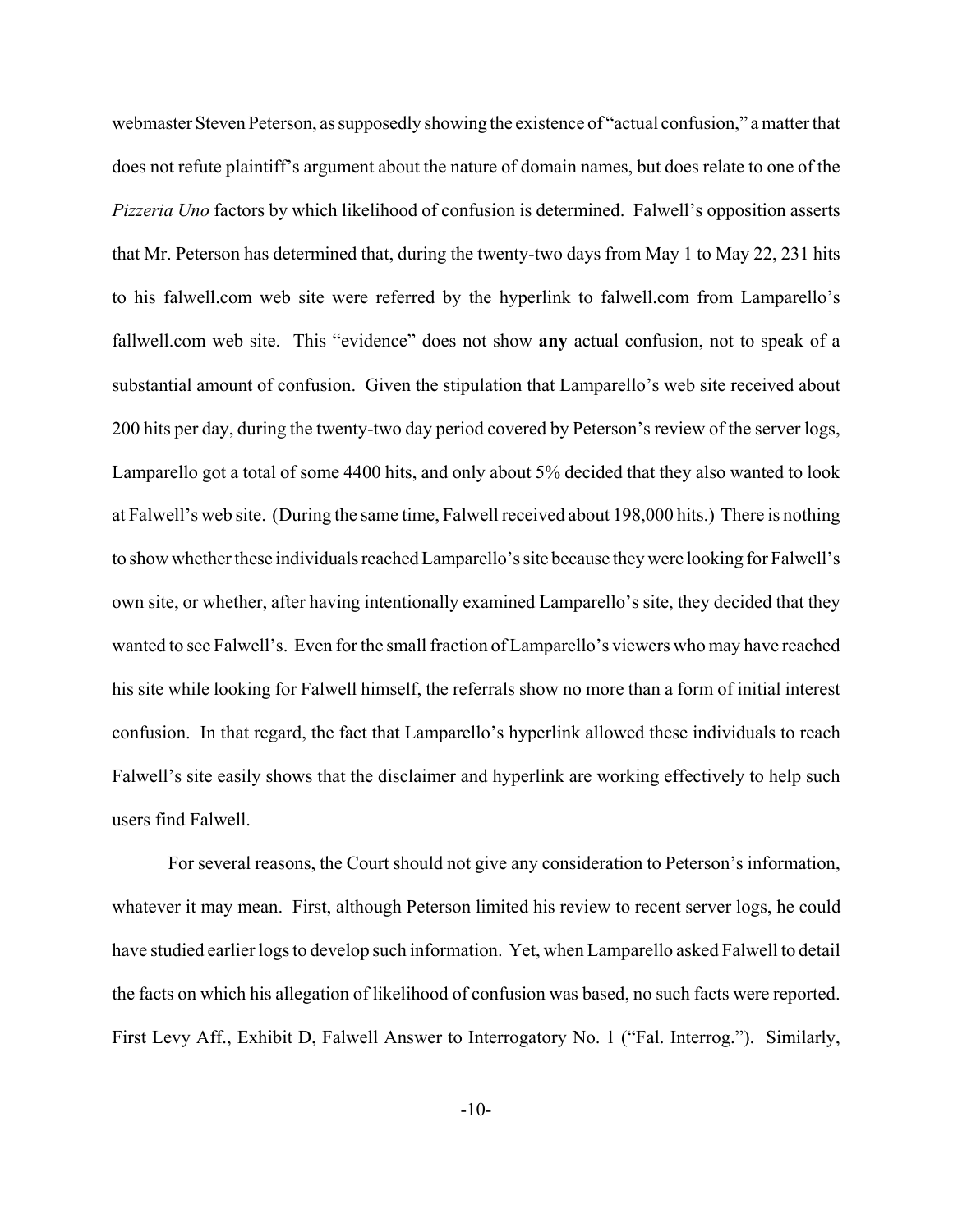webmaster Steven Peterson, as supposedly showing the existence of "actual confusion," a matter that does not refute plaintiff's argument about the nature of domain names, but does relate to one of the *Pizzeria Uno* factors by which likelihood of confusion is determined. Falwell's opposition asserts that Mr. Peterson has determined that, during the twenty-two days from May 1 to May 22, 231 hits to his falwell.com web site were referred by the hyperlink to falwell.com from Lamparello's fallwell.com web site. This "evidence" does not show **any** actual confusion, not to speak of a substantial amount of confusion. Given the stipulation that Lamparello's web site received about 200 hits per day, during the twenty-two day period covered by Peterson's review of the server logs, Lamparello got a total of some 4400 hits, and only about 5% decided that they also wanted to look at Falwell's web site. (During the same time, Falwell received about 198,000 hits.) There is nothing to show whether these individuals reached Lamparello's site because they were looking for Falwell's own site, or whether, after having intentionally examined Lamparello's site, they decided that they wanted to see Falwell's. Even for the small fraction of Lamparello's viewers who may have reached his site while looking for Falwell himself, the referrals show no more than a form of initial interest confusion. In that regard, the fact that Lamparello's hyperlink allowed these individuals to reach Falwell's site easily shows that the disclaimer and hyperlink are working effectively to help such users find Falwell.

For several reasons, the Court should not give any consideration to Peterson's information, whatever it may mean. First, although Peterson limited his review to recent server logs, he could have studied earlier logs to develop such information. Yet, when Lamparello asked Falwell to detail the facts on which his allegation of likelihood of confusion was based, no such facts were reported. First Levy Aff., Exhibit D, Falwell Answer to Interrogatory No. 1 ("Fal. Interrog."). Similarly,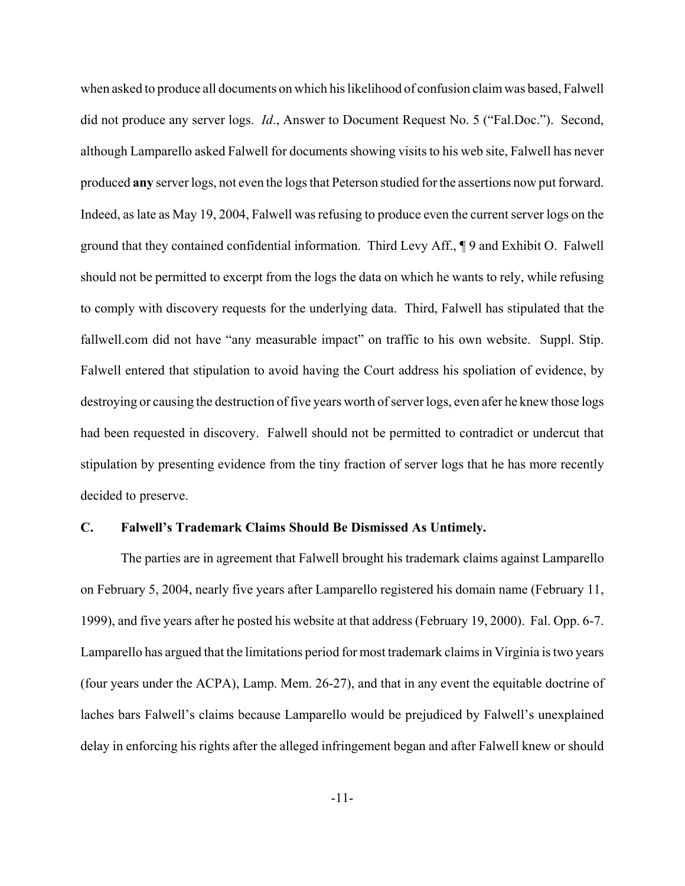when asked to produce all documents on which his likelihood of confusion claim was based, Falwell did not produce any server logs. *Id*., Answer to Document Request No. 5 ("Fal.Doc."). Second, although Lamparello asked Falwell for documents showing visits to his web site, Falwell has never produced **any** server logs, not even the logs that Peterson studied for the assertions now put forward. Indeed, as late as May 19, 2004, Falwell was refusing to produce even the current server logs on the ground that they contained confidential information. Third Levy Aff., ¶ 9 and Exhibit O. Falwell should not be permitted to excerpt from the logs the data on which he wants to rely, while refusing to comply with discovery requests for the underlying data. Third, Falwell has stipulated that the fallwell.com did not have "any measurable impact" on traffic to his own website. Suppl. Stip. Falwell entered that stipulation to avoid having the Court address his spoliation of evidence, by destroying or causing the destruction of five years worth of server logs, even afer he knew those logs had been requested in discovery. Falwell should not be permitted to contradict or undercut that stipulation by presenting evidence from the tiny fraction of server logs that he has more recently decided to preserve.

### C. Falwell's Trademark Claims Should Be Dismissed As Untimely.

The parties are in agreement that Falwell brought his trademark claims against Lamparello on February 5, 2004, nearly five years after Lamparello registered his domain name (February 11, 1999), and five years after he posted his website at that address (February 19, 2000). Fal. Opp. 6-7. Lamparello has argued that the limitations period for most trademark claims in Virginia is two years (four years under the ACPA), Lamp. Mem. 26-27), and that in any event the equitable doctrine of laches bars Falwell's claims because Lamparello would be prejudiced by Falwell's unexplained delay in enforcing his rights after the alleged infringement began and after Falwell knew or should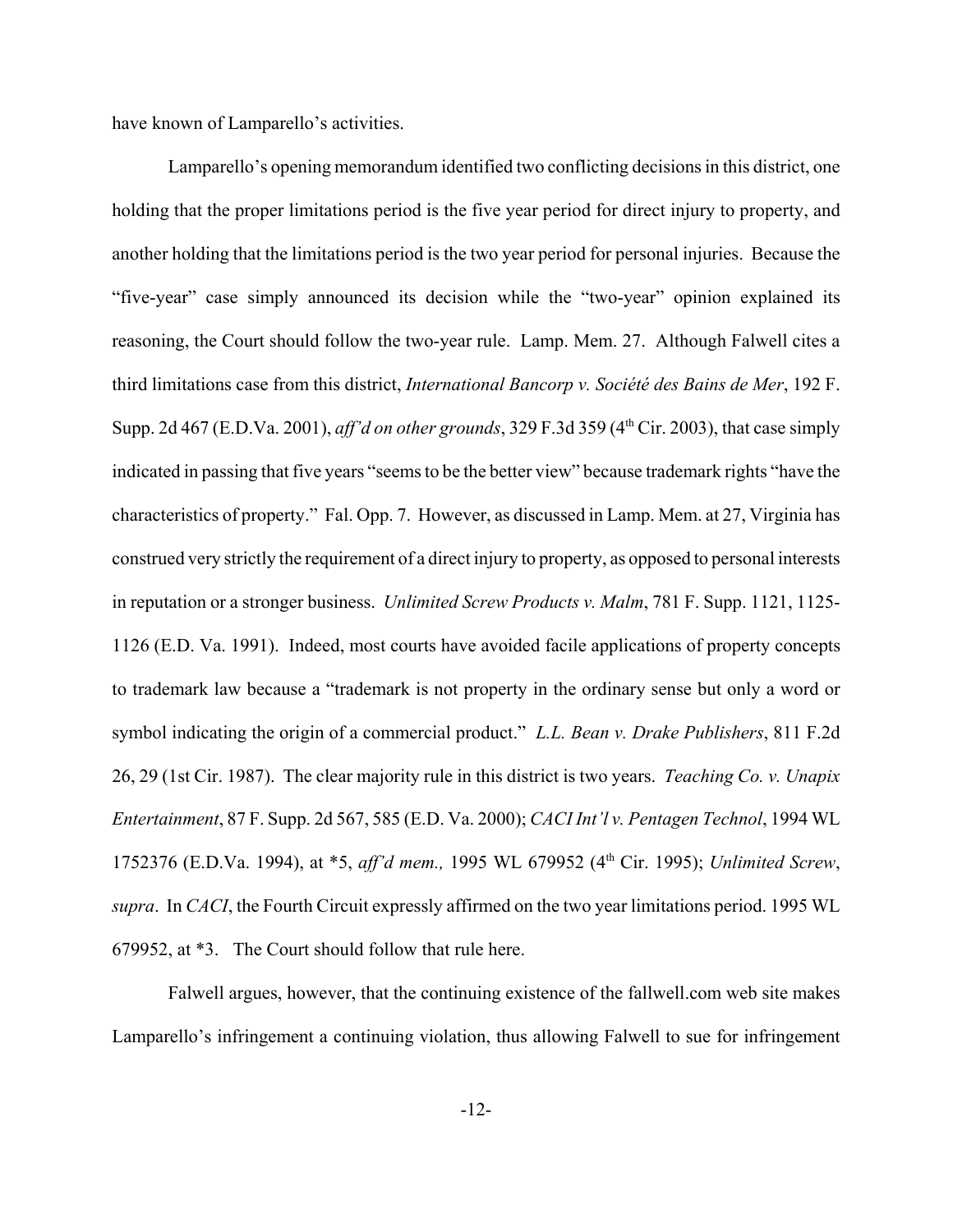have known of Lamparello's activities.

Lamparello's opening memorandum identified two conflicting decisions in this district, one holding that the proper limitations period is the five year period for direct injury to property, and another holding that the limitations period is the two year period for personal injuries. Because the "five-year" case simply announced its decision while the "two-year" opinion explained its reasoning, the Court should follow the two-year rule. Lamp. Mem. 27. Although Falwell cites a third limitations case from this district, *International Bancorp v. Société des Bains de Mer*, 192 F. Supp. 2d 467 (E.D.Va. 2001), *aff'd on other grounds*, 329 F.3d 359 (4th Cir. 2003), that case simply indicated in passing that five years "seems to be the better view" because trademark rights "have the characteristics of property." Fal. Opp. 7. However, as discussed in Lamp. Mem. at 27, Virginia has construed very strictly the requirement of a direct injury to property, as opposed to personal interests in reputation or a stronger business. *Unlimited Screw Products v. Malm*, 781 F. Supp. 1121, 1125-1126 (E.D. Va. 1991). Indeed, most courts have avoided facile applications of property concepts to trademark law because a "trademark is not property in the ordinary sense but only a word or symbol indicating the origin of a commercial product." *L.L. Bean v. Drake Publishers*, 811 F.2d 26, 29 (1st Cir. 1987). The clear majority rule in this district is two years. *Teaching Co. v. Unapix Entertainment*, 87 F. Supp. 2d 567, 585 (E.D. Va. 2000); *CACI Int'l v. Pentagen Technol*, 1994 WL 1752376 (E.D.Va. 1994), at *5, *aff'd mem.,* 1995 WL 679952 (4th Cir. 1995); *Unlimited Screw*, *supra*. In *CACI*, the Fourth Circuit expressly affirmed on the two year limitations period. 1995 WL 679952, at *3. The Court should follow that rule here.

Falwell argues, however, that the continuing existence of the fallwell.com web site makes Lamparello's infringement a continuing violation, thus allowing Falwell to sue for infringement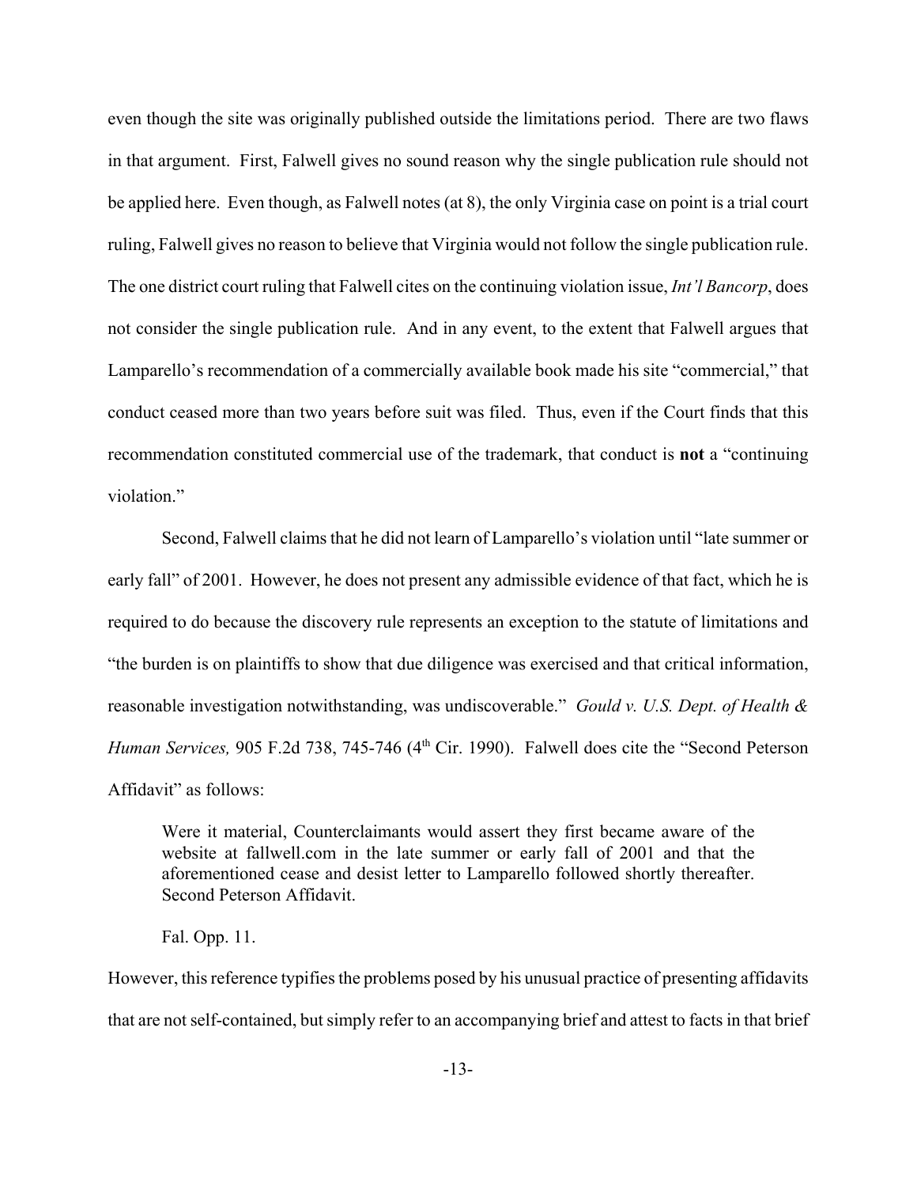even though the site was originally published outside the limitations period. There are two flaws in that argument. First, Falwell gives no sound reason why the single publication rule should not be applied here. Even though, as Falwell notes (at 8), the only Virginia case on point is a trial court ruling, Falwell gives no reason to believe that Virginia would not follow the single publication rule. The one district court ruling that Falwell cites on the continuing violation issue, *Int'l Bancorp*, does not consider the single publication rule. And in any event, to the extent that Falwell argues that Lamparello's recommendation of a commercially available book made his site "commercial," that conduct ceased more than two years before suit was filed. Thus, even if the Court finds that this recommendation constituted commercial use of the trademark, that conduct is **not** a "continuing violation."

Second, Falwell claims that he did not learn of Lamparello's violation until "late summer or early fall" of 2001. However, he does not present any admissible evidence of that fact, which he is required to do because the discovery rule represents an exception to the statute of limitations and "the burden is on plaintiffs to show that due diligence was exercised and that critical information, reasonable investigation notwithstanding, was undiscoverable." *Gould v. U.S. Dept. of Health & Human Services,* 905 F.2d 738, 745-746 (4th Cir. 1990). Falwell does cite the "Second Peterson Affidavit" as follows:

> Were it material, Counterclaimants would assert they first became aware of the website at fallwell.com in the late summer or early fall of 2001 and that the aforementioned cease and desist letter to Lamparello followed shortly thereafter. Second Peterson Affidavit.
>
> Fal. Opp. 11.

However, this reference typifies the problems posed by his unusual practice of presenting affidavits that are not self-contained, but simply refer to an accompanying brief and attest to facts in that brief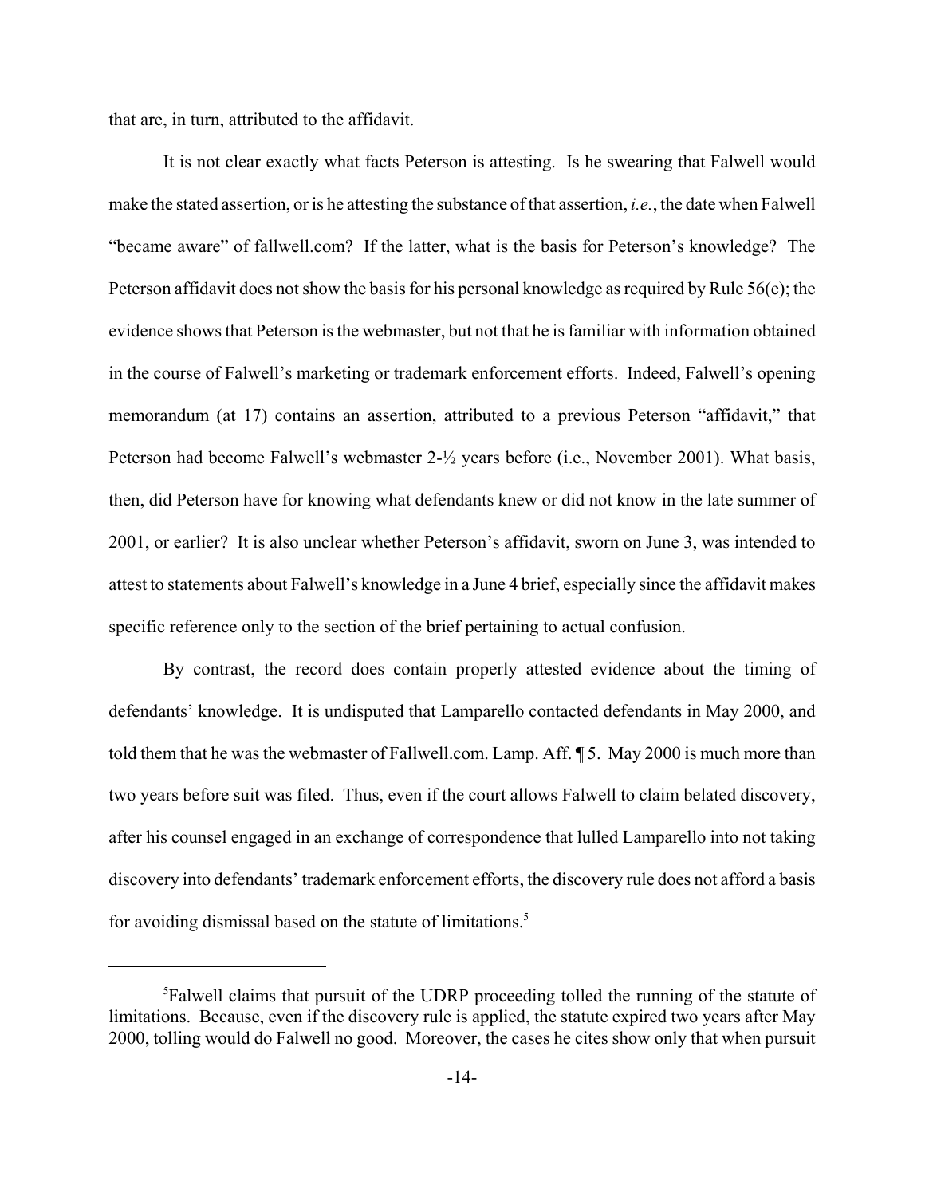that are, in turn, attributed to the affidavit.

It is not clear exactly what facts Peterson is attesting. Is he swearing that Falwell would make the stated assertion, or is he attesting the substance of that assertion, *i.e.*, the date when Falwell "became aware" of fallwell.com? If the latter, what is the basis for Peterson's knowledge? The Peterson affidavit does not show the basis for his personal knowledge as required by Rule 56(e); the evidence shows that Peterson is the webmaster, but not that he is familiar with information obtained in the course of Falwell's marketing or trademark enforcement efforts. Indeed, Falwell's opening memorandum (at 17) contains an assertion, attributed to a previous Peterson "affidavit," that Peterson had become Falwell's webmaster 2-½ years before (i.e., November 2001). What basis, then, did Peterson have for knowing what defendants knew or did not know in the late summer of 2001, or earlier? It is also unclear whether Peterson's affidavit, sworn on June 3, was intended to attest to statements about Falwell's knowledge in a June 4 brief, especially since the affidavit makes specific reference only to the section of the brief pertaining to actual confusion.

By contrast, the record does contain properly attested evidence about the timing of defendants' knowledge. It is undisputed that Lamparello contacted defendants in May 2000, and told them that he was the webmaster of Fallwell.com. Lamp. Aff. ¶ 5. May 2000 is much more than two years before suit was filed. Thus, even if the court allows Falwell to claim belated discovery, after his counsel engaged in an exchange of correspondence that lulled Lamparello into not taking discovery into defendants' trademark enforcement efforts, the discovery rule does not afford a basis for avoiding dismissal based on the statute of limitations.[5]

---

[5]Falwell claims that pursuit of the UDRP proceeding tolled the running of the statute of limitations. Because, even if the discovery rule is applied, the statute expired two years after May 2000, tolling would do Falwell no good. Moreover, the cases he cites show only that when pursuit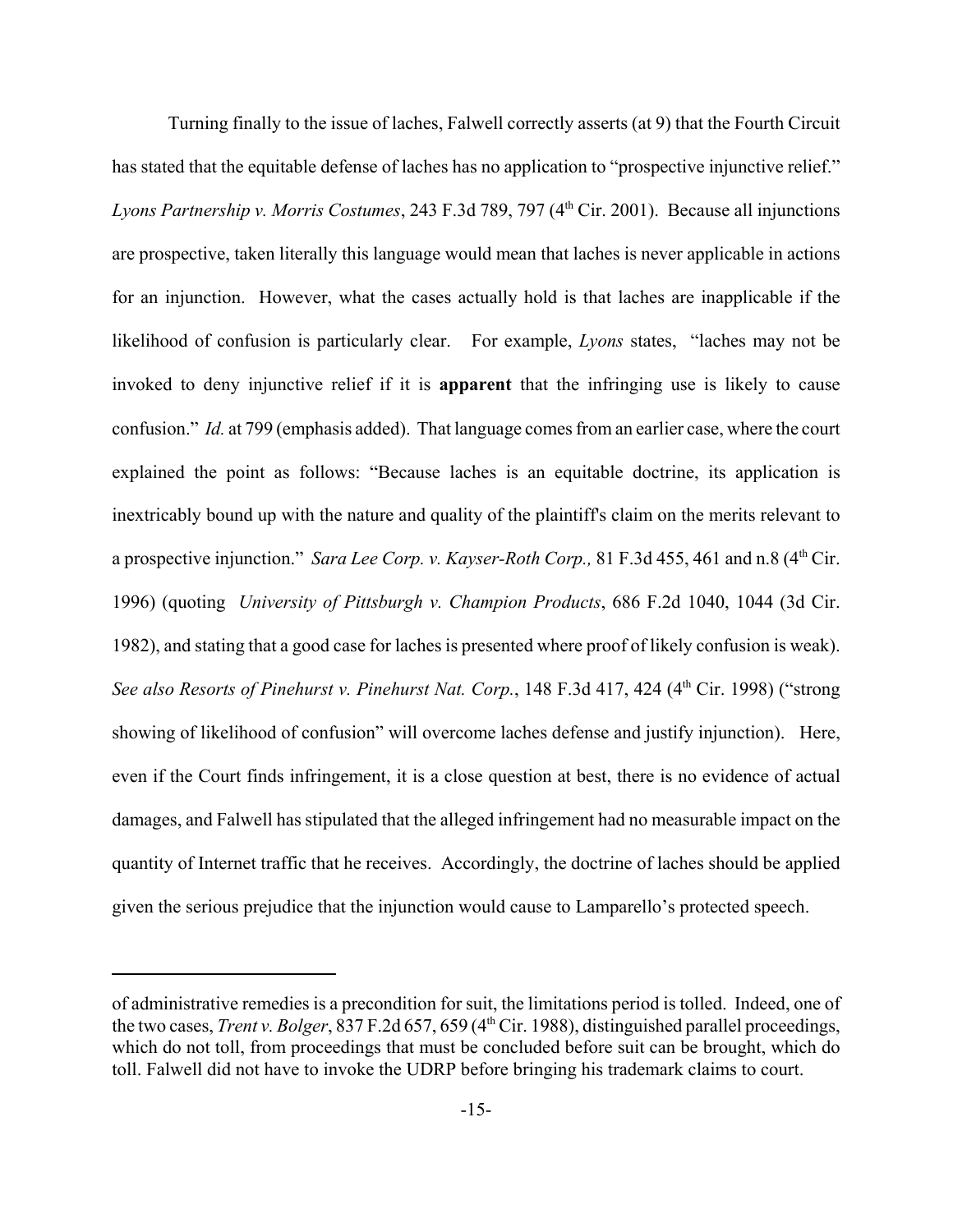Turning finally to the issue of laches, Falwell correctly asserts (at 9) that the Fourth Circuit has stated that the equitable defense of laches has no application to "prospective injunctive relief." *Lyons Partnership v. Morris Costumes*, 243 F.3d 789, 797 (4th Cir. 2001). Because all injunctions are prospective, taken literally this language would mean that laches is never applicable in actions for an injunction. However, what the cases actually hold is that laches are inapplicable if the likelihood of confusion is particularly clear. For example, *Lyons* states, "laches may not be invoked to deny injunctive relief if it is **apparent** that the infringing use is likely to cause confusion." *Id.* at 799 (emphasis added). That language comes from an earlier case, where the court explained the point as follows: "Because laches is an equitable doctrine, its application is inextricably bound up with the nature and quality of the plaintiff's claim on the merits relevant to a prospective injunction." *Sara Lee Corp. v. Kayser-Roth Corp.,* 81 F.3d 455, 461 and n.8 (4th Cir. 1996) (quoting *University of Pittsburgh v. Champion Products*, 686 F.2d 1040, 1044 (3d Cir. 1982), and stating that a good case for laches is presented where proof of likely confusion is weak). *See also Resorts of Pinehurst v. Pinehurst Nat. Corp.*, 148 F.3d 417, 424 (4th Cir. 1998) ("strong showing of likelihood of confusion" will overcome laches defense and justify injunction). Here, even if the Court finds infringement, it is a close question at best, there is no evidence of actual damages, and Falwell has stipulated that the alleged infringement had no measurable impact on the quantity of Internet traffic that he receives. Accordingly, the doctrine of laches should be applied given the serious prejudice that the injunction would cause to Lamparello's protected speech.

---

of administrative remedies is a precondition for suit, the limitations period is tolled. Indeed, one of the two cases, *Trent v. Bolger*, 837 F.2d 657, 659 (4th Cir. 1988), distinguished parallel proceedings, which do not toll, from proceedings that must be concluded before suit can be brought, which do toll. Falwell did not have to invoke the UDRP before bringing his trademark claims to court.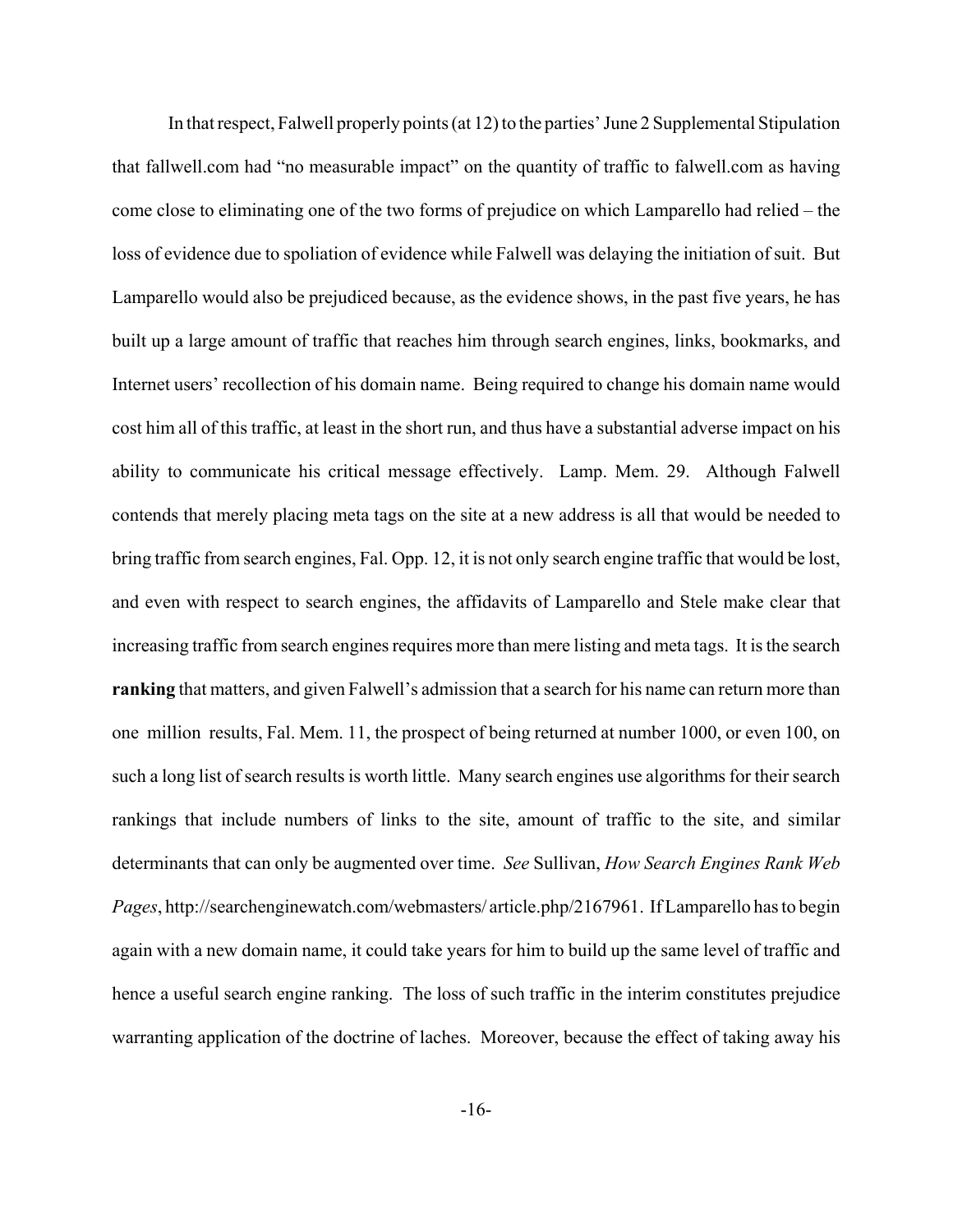In that respect, Falwell properly points (at 12) to the parties' June 2 Supplemental Stipulation that fallwell.com had "no measurable impact" on the quantity of traffic to falwell.com as having come close to eliminating one of the two forms of prejudice on which Lamparello had relied – the loss of evidence due to spoliation of evidence while Falwell was delaying the initiation of suit. But Lamparello would also be prejudiced because, as the evidence shows, in the past five years, he has built up a large amount of traffic that reaches him through search engines, links, bookmarks, and Internet users' recollection of his domain name. Being required to change his domain name would cost him all of this traffic, at least in the short run, and thus have a substantial adverse impact on his ability to communicate his critical message effectively. Lamp. Mem. 29. Although Falwell contends that merely placing meta tags on the site at a new address is all that would be needed to bring traffic from search engines, Fal. Opp. 12, it is not only search engine traffic that would be lost, and even with respect to search engines, the affidavits of Lamparello and Stele make clear that increasing traffic from search engines requires more than mere listing and meta tags. It is the search **ranking** that matters, and given Falwell's admission that a search for his name can return more than one million results, Fal. Mem. 11, the prospect of being returned at number 1000, or even 100, on such a long list of search results is worth little. Many search engines use algorithms for their search rankings that include numbers of links to the site, amount of traffic to the site, and similar determinants that can only be augmented over time. *See* Sullivan, *How Search Engines Rank Web Pages*, http://searchenginewatch.com/webmasters/ article.php/2167961. If Lamparello has to begin again with a new domain name, it could take years for him to build up the same level of traffic and hence a useful search engine ranking. The loss of such traffic in the interim constitutes prejudice warranting application of the doctrine of laches. Moreover, because the effect of taking away his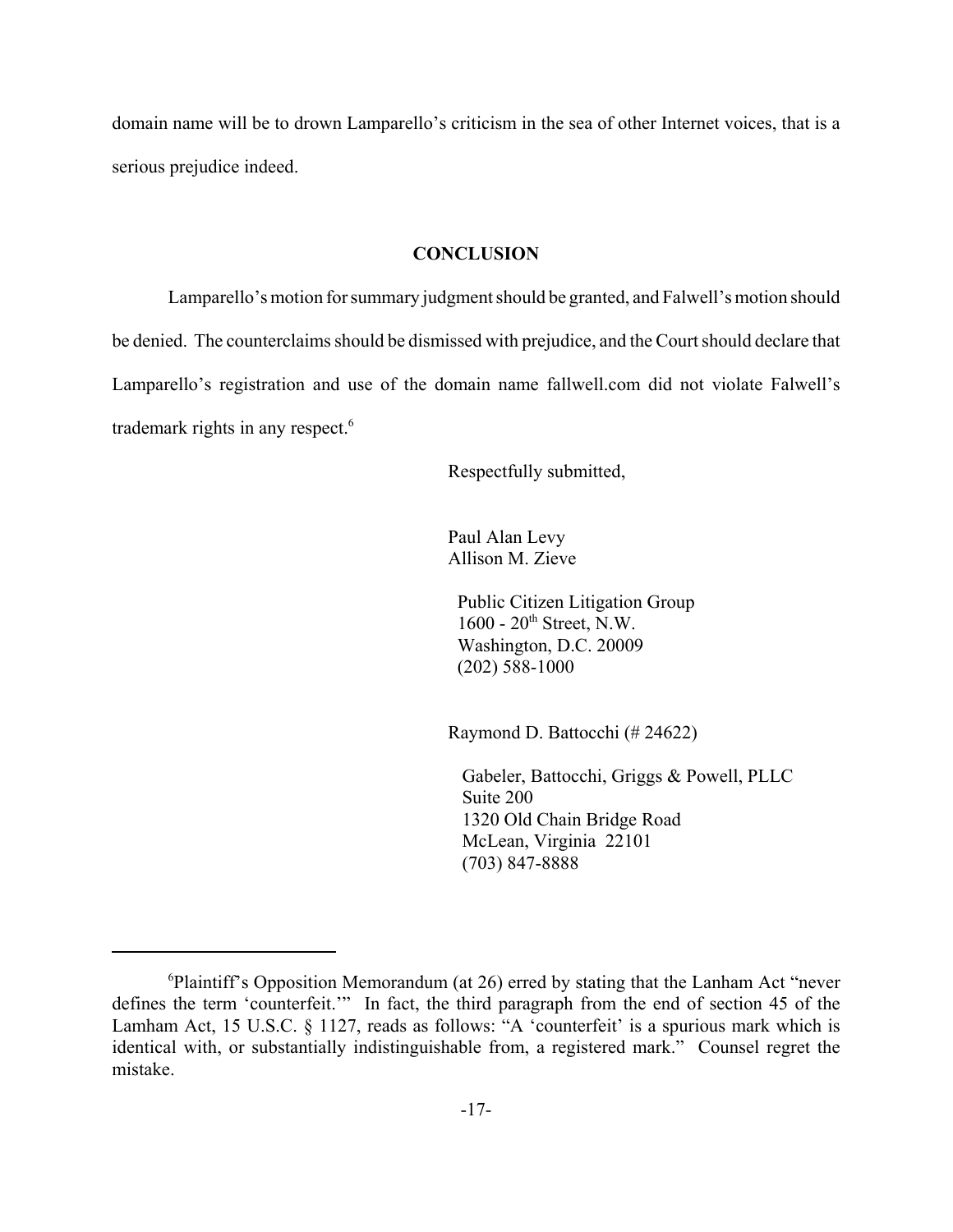domain name will be to drown Lamparello's criticism in the sea of other Internet voices, that is a serious prejudice indeed.

## CONCLUSION

Lamparello's motion for summary judgment should be granted, and Falwell's motion should be denied. The counterclaims should be dismissed with prejudice, and the Court should declare that Lamparello's registration and use of the domain name fallwell.com did not violate Falwell's trademark rights in any respect.[6]

Respectfully submitted,

Paul Alan Levy
Allison M. Zieve

Public Citizen Litigation Group
1600 - 20th Street, N.W.
Washington, D.C. 20009
(202) 588-1000

Raymond D. Battocchi (# 24622)

Gabeler, Battocchi, Griggs & Powell, PLLC
Suite 200
1320 Old Chain Bridge Road
McLean, Virginia 22101
(703) 847-8888

---

[6] Plaintiff's Opposition Memorandum (at 26) erred by stating that the Lanham Act "never defines the term 'counterfeit.'" In fact, the third paragraph from the end of section 45 of the Lamham Act, 15 U.S.C. § 1127, reads as follows: "A 'counterfeit' is a spurious mark which is identical with, or substantially indistinguishable from, a registered mark." Counsel regret the mistake.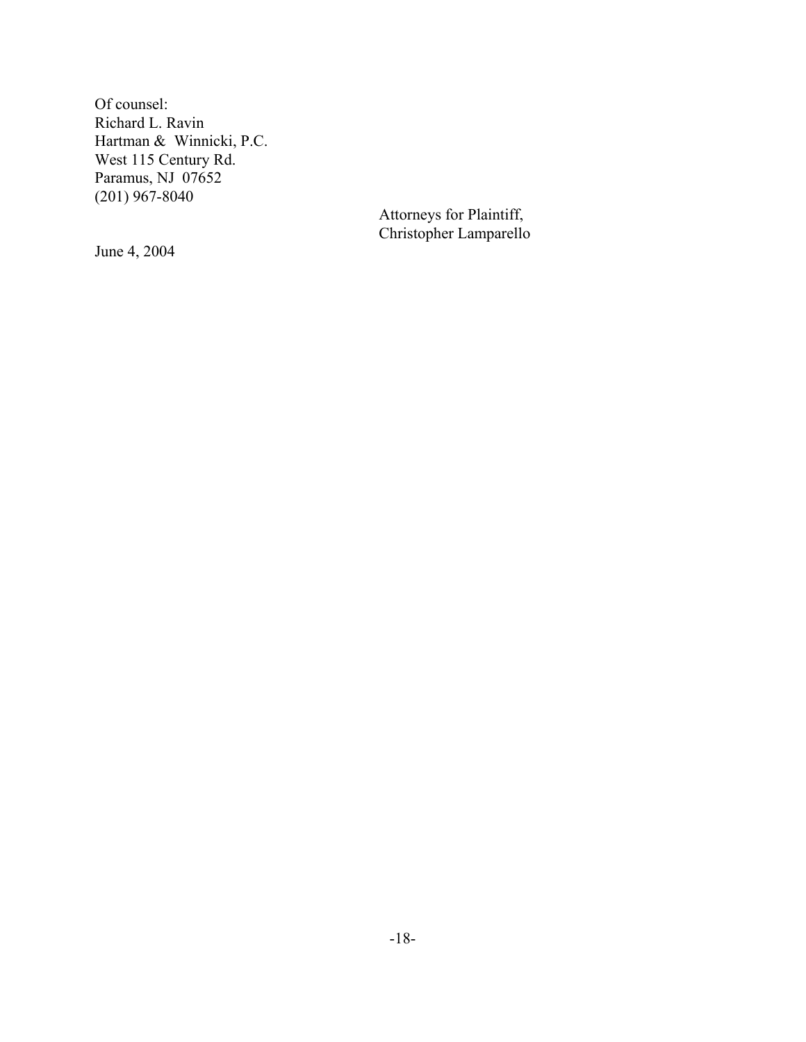Of counsel:
Richard L. Ravin
Hartman & Winnicki, P.C.
West 115 Century Rd.
Paramus, NJ 07652
(201) 967-8040

Attorneys for Plaintiff,
Christopher Lamparello

June 4, 2004